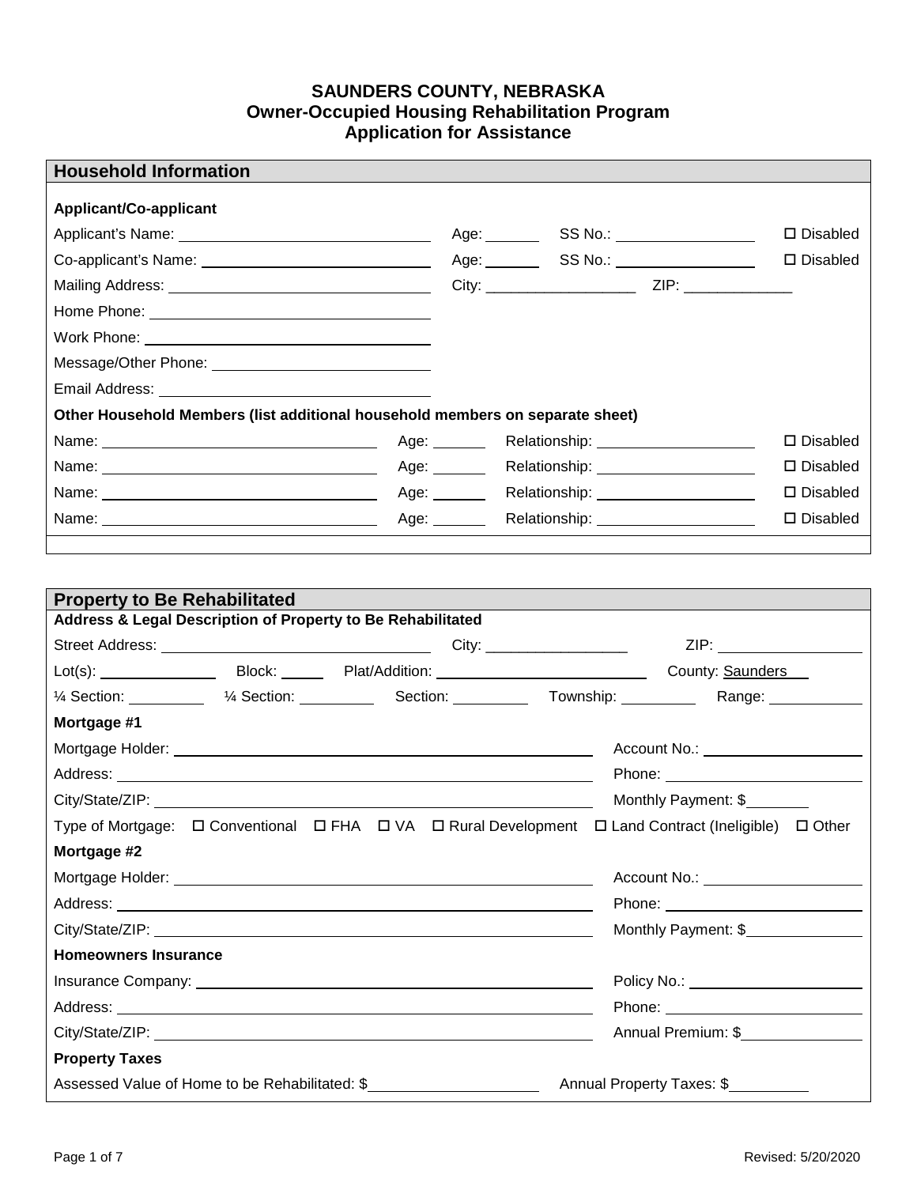# SAUNDERS COUNTY, NEBRASKA
## Owner-Occupied Housing Rehabilitation Program
## Application for Assistance

## Household Information

**Applicant/Co-applicant**

Applicant's Name: ______________________ Age: ______ SS No.: ________________ ☐ Disabled

Co-applicant's Name: ______________________ Age: ______ SS No.: ________________ ☐ Disabled

Mailing Address: ______________________ City: __________________ ZIP: ____________

Home Phone: ______________________

Work Phone: ______________________

Message/Other Phone: ______________________

Email Address: ______________________

**Other Household Members (list additional household members on separate sheet)**

Name: ______________________ Age: ______ Relationship: __________________ ☐ Disabled

Name: ______________________ Age: ______ Relationship: __________________ ☐ Disabled

Name: ______________________ Age: ______ Relationship: __________________ ☐ Disabled

Name: ______________________ Age: ______ Relationship: __________________ ☐ Disabled

## Property to Be Rehabilitated

**Address & Legal Description of Property to Be Rehabilitated**

Street Address: ______________________ City: ________________ ZIP: ________________

Lot(s): ____________ Block: _____ Plat/Addition: ______________________ County: Saunders

¼ Section: ________ ¼ Section: ________ Section: ________ Township: ________ Range: ________

**Mortgage #1**

Mortgage Holder: ______________________ Account No.: ________________

Address: ______________________ Phone: ________________

City/State/ZIP: ______________________ Monthly Payment: $________

Type of Mortgage: ☐ Conventional ☐ FHA ☐ VA ☐ Rural Development ☐ Land Contract (Ineligible) ☐ Other

**Mortgage #2**

Mortgage Holder: ______________________ Account No.: ________________

Address: ______________________ Phone: ________________

City/State/ZIP: ______________________ Monthly Payment: $________

**Homeowners Insurance**

Insurance Company: ______________________ Policy No.: ________________

Address: ______________________ Phone: ________________

City/State/ZIP: ______________________ Annual Premium: $________

**Property Taxes**

Assessed Value of Home to be Rehabilitated: $________________ Annual Property Taxes: $________

Revised: 5/20/2020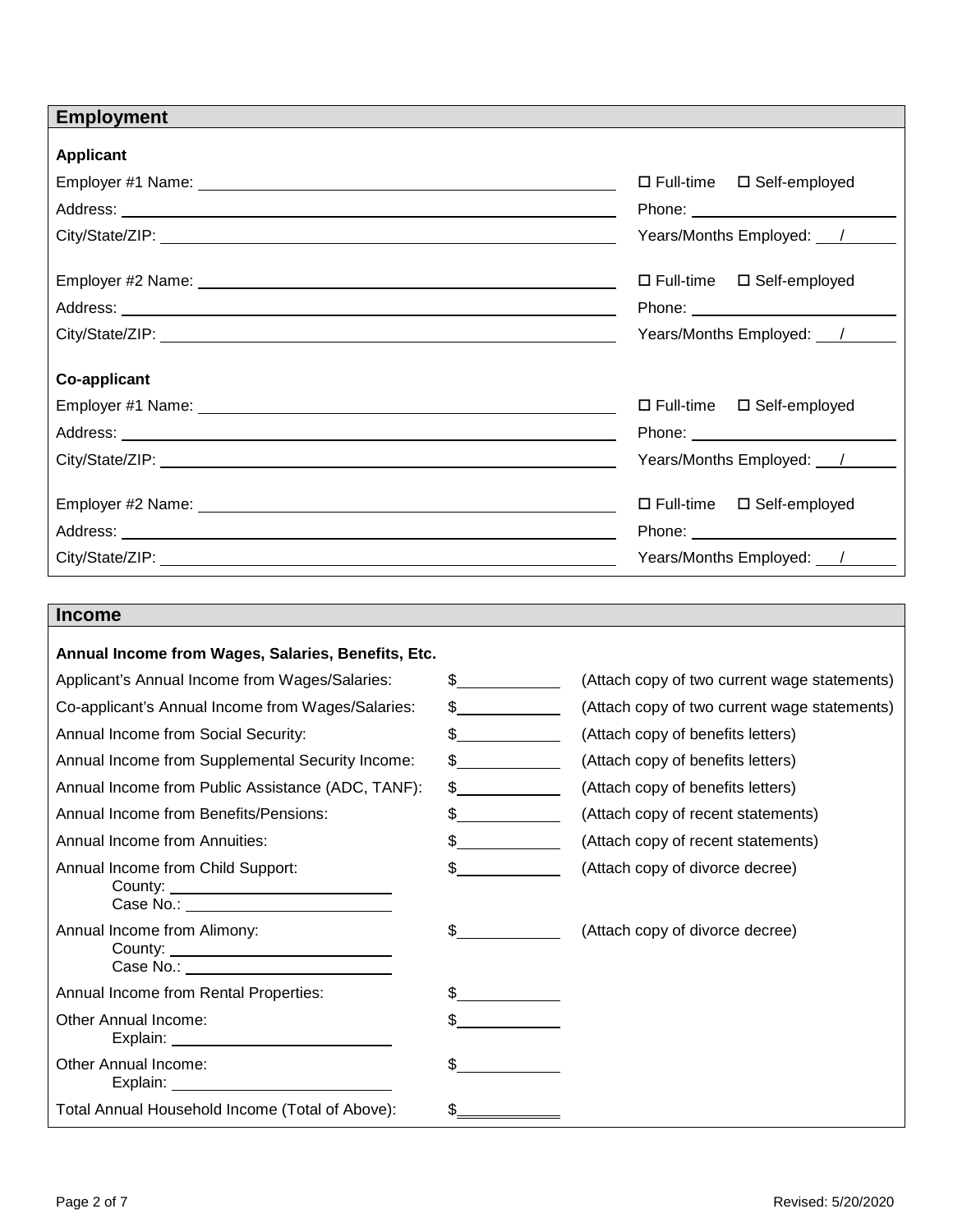## Employment

### Applicant

Employer #1 Name: ______________________ ☐ Full-time ☐ Self-employed

Address: ______________________ Phone: ______________________

City/State/ZIP: ______________________ Years/Months Employed: ___/___

Employer #2 Name: ______________________ ☐ Full-time ☐ Self-employed

Address: ______________________ Phone: ______________________

City/State/ZIP: ______________________ Years/Months Employed: ___/___

### Co-applicant

Employer #1 Name: ______________________ ☐ Full-time ☐ Self-employed

Address: ______________________ Phone: ______________________

City/State/ZIP: ______________________ Years/Months Employed: ___/___

Employer #2 Name: ______________________ ☐ Full-time ☐ Self-employed

Address: ______________________ Phone: ______________________

City/State/ZIP: ______________________ Years/Months Employed: ___/___

## Income

**Annual Income from Wages, Salaries, Benefits, Etc.**

| | | |
|---|---|---|
| Applicant's Annual Income from Wages/Salaries: | $__________ | (Attach copy of two current wage statements) |
| Co-applicant's Annual Income from Wages/Salaries: | $__________ | (Attach copy of two current wage statements) |
| Annual Income from Social Security: | $__________ | (Attach copy of benefits letters) |
| Annual Income from Supplemental Security Income: | $__________ | (Attach copy of benefits letters) |
| Annual Income from Public Assistance (ADC, TANF): | $__________ | (Attach copy of benefits letters) |
| Annual Income from Benefits/Pensions: | $__________ | (Attach copy of recent statements) |
| Annual Income from Annuities: | $__________ | (Attach copy of recent statements) |
| Annual Income from Child Support:<br>County: __________<br>Case No.: __________ | $__________ | (Attach copy of divorce decree) |
| Annual Income from Alimony:<br>County: __________<br>Case No.: __________ | $__________ | (Attach copy of divorce decree) |
| Annual Income from Rental Properties: | $__________ | |
| Other Annual Income:<br>Explain: __________ | $__________ | |
| Other Annual Income:<br>Explain: __________ | $__________ | |
| Total Annual Household Income (Total of Above): | $__________ | |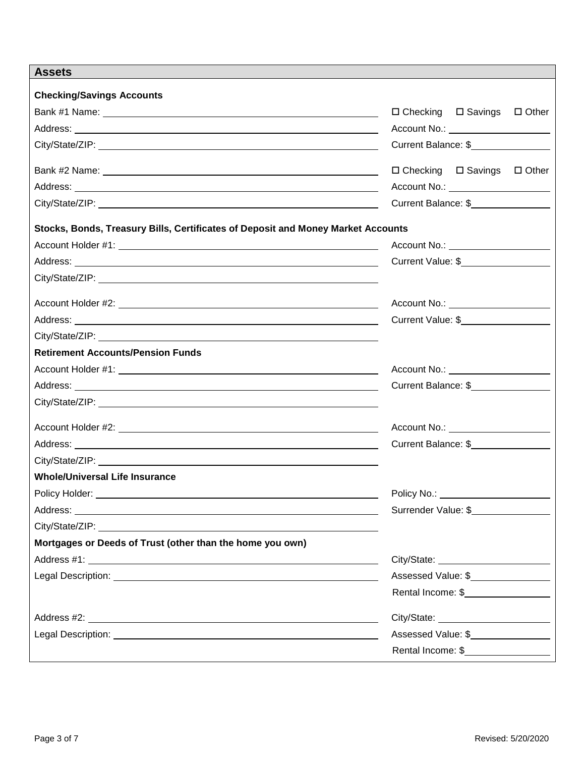## Assets

### Checking/Savings Accounts

Bank #1 Name: ____________________ ☐ Checking ☐ Savings ☐ Other

Address: ____________________ Account No.: ____________________

City/State/ZIP: ____________________ Current Balance: $____________________

Bank #2 Name: ____________________ ☐ Checking ☐ Savings ☐ Other

Address: ____________________ Account No.: ____________________

City/State/ZIP: ____________________ Current Balance: $____________________

### Stocks, Bonds, Treasury Bills, Certificates of Deposit and Money Market Accounts

Account Holder #1: ____________________ Account No.: ____________________

Address: ____________________ Current Value: $____________________

City/State/ZIP: ____________________

Account Holder #2: ____________________ Account No.: ____________________

Address: ____________________ Current Value: $____________________

City/State/ZIP: ____________________

### Retirement Accounts/Pension Funds

Account Holder #1: ____________________ Account No.: ____________________

Address: ____________________ Current Balance: $____________________

City/State/ZIP: ____________________

Account Holder #2: ____________________ Account No.: ____________________

Address: ____________________ Current Balance: $____________________

City/State/ZIP: ____________________

### Whole/Universal Life Insurance

Policy Holder: ____________________ Policy No.: ____________________

Address: ____________________ Surrender Value: $____________________

City/State/ZIP: ____________________

### Mortgages or Deeds of Trust (other than the home you own)

Address #1: ____________________ City/State: ____________________

Legal Description: ____________________ Assessed Value: $____________________

Rental Income: $____________________

Address #2: ____________________ City/State: ____________________

Legal Description: ____________________ Assessed Value: $____________________

Rental Income: $____________________

Revised: 5/20/2020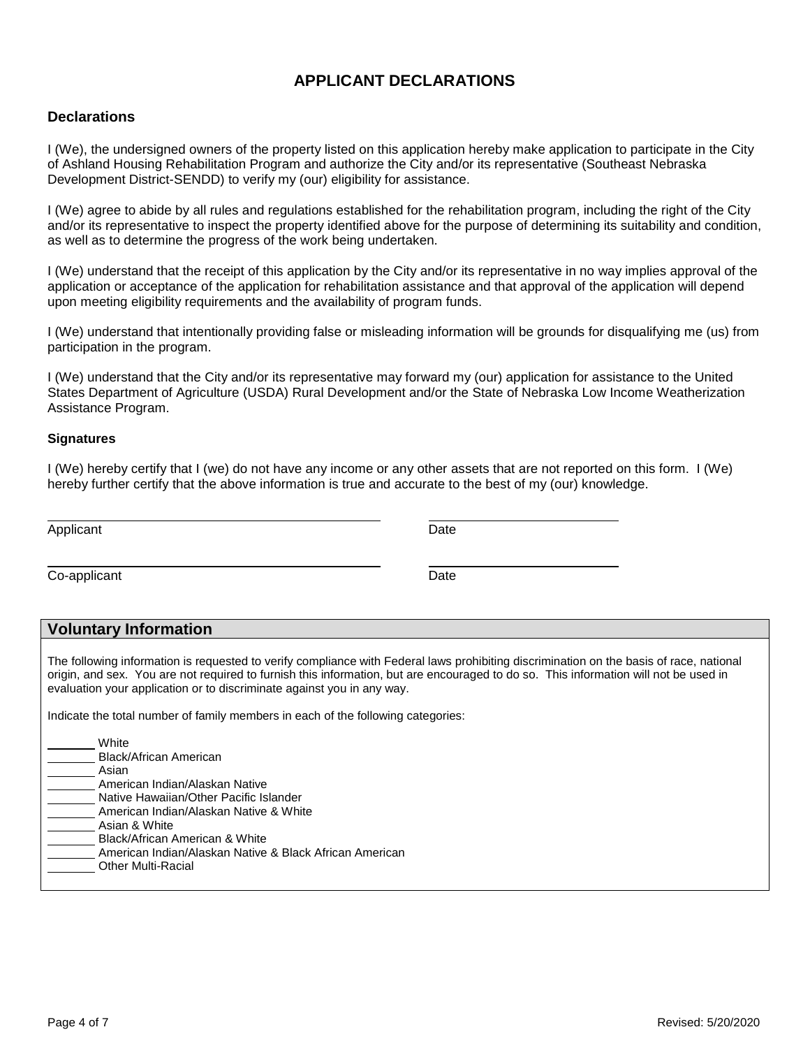# APPLICANT DECLARATIONS

## Declarations

I (We), the undersigned owners of the property listed on this application hereby make application to participate in the City of Ashland Housing Rehabilitation Program and authorize the City and/or its representative (Southeast Nebraska Development District-SENDD) to verify my (our) eligibility for assistance.

I (We) agree to abide by all rules and regulations established for the rehabilitation program, including the right of the City and/or its representative to inspect the property identified above for the purpose of determining its suitability and condition, as well as to determine the progress of the work being undertaken.

I (We) understand that the receipt of this application by the City and/or its representative in no way implies approval of the application or acceptance of the application for rehabilitation assistance and that approval of the application will depend upon meeting eligibility requirements and the availability of program funds.

I (We) understand that intentionally providing false or misleading information will be grounds for disqualifying me (us) from participation in the program.

I (We) understand that the City and/or its representative may forward my (our) application for assistance to the United States Department of Agriculture (USDA) Rural Development and/or the State of Nebraska Low Income Weatherization Assistance Program.

### Signatures

I (We) hereby certify that I (we) do not have any income or any other assets that are not reported on this form. I (We) hereby further certify that the above information is true and accurate to the best of my (our) knowledge.

\_\_\_\_\_\_\_\_\_\_\_\_\_\_\_\_\_\_\_\_\_\_\_\_\_\_\_\_\_\_\_\_ \_\_\_\_\_\_\_\_\_\_\_\_\_\_\_\_\_\_\_\_
Applicant Date

\_\_\_\_\_\_\_\_\_\_\_\_\_\_\_\_\_\_\_\_\_\_\_\_\_\_\_\_\_\_\_\_ \_\_\_\_\_\_\_\_\_\_\_\_\_\_\_\_\_\_\_\_
Co-applicant Date

## Voluntary Information

The following information is requested to verify compliance with Federal laws prohibiting discrimination on the basis of race, national origin, and sex. You are not required to furnish this information, but are encouraged to do so. This information will not be used in evaluation your application or to discriminate against you in any way.

Indicate the total number of family members in each of the following categories:

\_\_\_\_\_\_\_ White
\_\_\_\_\_\_\_ Black/African American
\_\_\_\_\_\_\_ Asian
\_\_\_\_\_\_\_ American Indian/Alaskan Native
\_\_\_\_\_\_\_ Native Hawaiian/Other Pacific Islander
\_\_\_\_\_\_\_ American Indian/Alaskan Native & White
\_\_\_\_\_\_\_ Asian & White
\_\_\_\_\_\_\_ Black/African American & White
\_\_\_\_\_\_\_ American Indian/Alaskan Native & Black African American
\_\_\_\_\_\_\_ Other Multi-Racial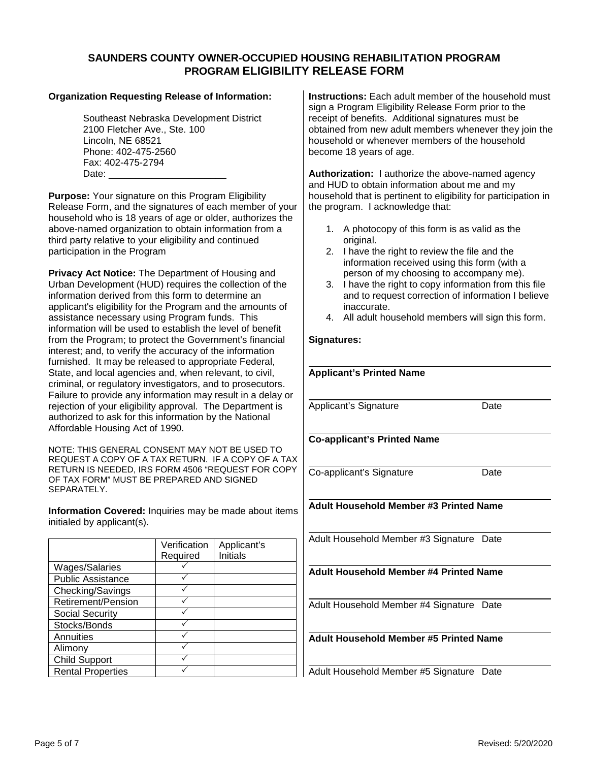# SAUNDERS COUNTY OWNER-OCCUPIED HOUSING REHABILITATION PROGRAM
# PROGRAM ELIGIBILITY RELEASE FORM

**Organization Requesting Release of Information:**

Southeast Nebraska Development District
2100 Fletcher Ave., Ste. 100
Lincoln, NE 68521
Phone: 402-475-2560
Fax: 402-475-2794
Date: ______________________

**Purpose:** Your signature on this Program Eligibility Release Form, and the signatures of each member of your household who is 18 years of age or older, authorizes the above-named organization to obtain information from a third party relative to your eligibility and continued participation in the Program

**Privacy Act Notice:** The Department of Housing and Urban Development (HUD) requires the collection of the information derived from this form to determine an applicant's eligibility for the Program and the amounts of assistance necessary using Program funds. This information will be used to establish the level of benefit from the Program; to protect the Government's financial interest; and, to verify the accuracy of the information furnished. It may be released to appropriate Federal, State, and local agencies and, when relevant, to civil, criminal, or regulatory investigators, and to prosecutors. Failure to provide any information may result in a delay or rejection of your eligibility approval. The Department is authorized to ask for this information by the National Affordable Housing Act of 1990.

NOTE: THIS GENERAL CONSENT MAY NOT BE USED TO REQUEST A COPY OF A TAX RETURN. IF A COPY OF A TAX RETURN IS NEEDED, IRS FORM 4506 "REQUEST FOR COPY OF TAX FORM" MUST BE PREPARED AND SIGNED SEPARATELY.

**Information Covered:** Inquiries may be made about items initialed by applicant(s).

| | Verification Required | Applicant's Initials |
|---|---|---|
| Wages/Salaries | ✓ | |
| Public Assistance | ✓ | |
| Checking/Savings | ✓ | |
| Retirement/Pension | ✓ | |
| Social Security | ✓ | |
| Stocks/Bonds | ✓ | |
| Annuities | ✓ | |
| Alimony | ✓ | |
| Child Support | ✓ | |
| Rental Properties | ✓ | |

**Instructions:** Each adult member of the household must sign a Program Eligibility Release Form prior to the receipt of benefits. Additional signatures must be obtained from new adult members whenever they join the household or whenever members of the household become 18 years of age.

**Authorization:** I authorize the above-named agency and HUD to obtain information about me and my household that is pertinent to eligibility for participation in the program. I acknowledge that:

1. A photocopy of this form is as valid as the original.
2. I have the right to review the file and the information received using this form (with a person of my choosing to accompany me).
3. I have the right to copy information from this file and to request correction of information I believe inaccurate.
4. All adult household members will sign this form.

**Signatures:**

______________________________________
**Applicant's Printed Name**

______________________________________
Applicant's Signature Date

______________________________________
**Co-applicant's Printed Name**

______________________________________
Co-applicant's Signature Date

______________________________________
**Adult Household Member #3 Printed Name**

______________________________________
Adult Household Member #3 Signature Date

______________________________________
**Adult Household Member #4 Printed Name**

______________________________________
Adult Household Member #4 Signature Date

______________________________________
**Adult Household Member #5 Printed Name**

______________________________________
Adult Household Member #5 Signature Date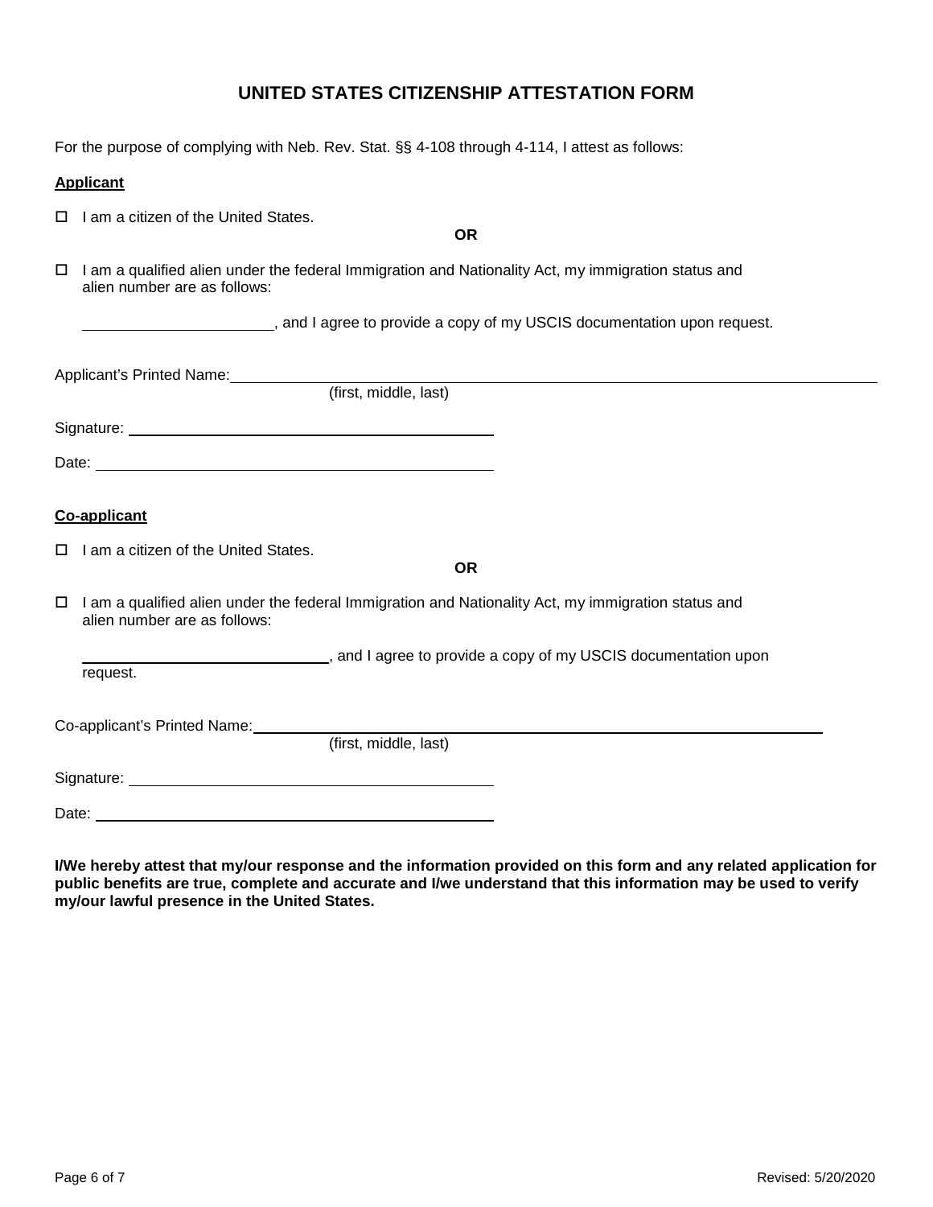# UNITED STATES CITIZENSHIP ATTESTATION FORM

For the purpose of complying with Neb. Rev. Stat. §§ 4-108 through 4-114, I attest as follows:

**Applicant**

☐ I am a citizen of the United States.

**OR**

☐ I am a qualified alien under the federal Immigration and Nationality Act, my immigration status and alien number are as follows:

\_\_\_\_\_\_\_\_\_\_\_\_\_\_\_\_\_\_\_\_\_\_, and I agree to provide a copy of my USCIS documentation upon request.

Applicant's Printed Name: \_\_\_\_\_\_\_\_\_\_\_\_\_\_\_\_\_\_\_\_\_\_\_\_\_\_\_\_\_\_\_\_\_\_\_\_\_\_\_\_\_\_\_\_
(first, middle, last)

Signature: \_\_\_\_\_\_\_\_\_\_\_\_\_\_\_\_\_\_\_\_\_\_\_\_\_\_\_\_\_\_\_\_\_\_\_\_\_\_\_\_

Date: \_\_\_\_\_\_\_\_\_\_\_\_\_\_\_\_\_\_\_\_\_\_\_\_\_\_\_\_\_\_\_\_\_\_\_\_\_\_\_\_

**Co-applicant**

☐ I am a citizen of the United States.

**OR**

☐ I am a qualified alien under the federal Immigration and Nationality Act, my immigration status and alien number are as follows:

\_\_\_\_\_\_\_\_\_\_\_\_\_\_\_\_\_\_\_\_\_\_\_\_\_\_\_\_, and I agree to provide a copy of my USCIS documentation upon request.

Co-applicant's Printed Name: \_\_\_\_\_\_\_\_\_\_\_\_\_\_\_\_\_\_\_\_\_\_\_\_\_\_\_\_\_\_\_\_\_\_\_\_\_\_\_\_\_\_\_\_
(first, middle, last)

Signature: \_\_\_\_\_\_\_\_\_\_\_\_\_\_\_\_\_\_\_\_\_\_\_\_\_\_\_\_\_\_\_\_\_\_\_\_\_\_\_\_

Date: \_\_\_\_\_\_\_\_\_\_\_\_\_\_\_\_\_\_\_\_\_\_\_\_\_\_\_\_\_\_\_\_\_\_\_\_\_\_\_\_

**I/We hereby attest that my/our response and the information provided on this form and any related application for public benefits are true, complete and accurate and I/we understand that this information may be used to verify my/our lawful presence in the United States.**

Revised: 5/20/2020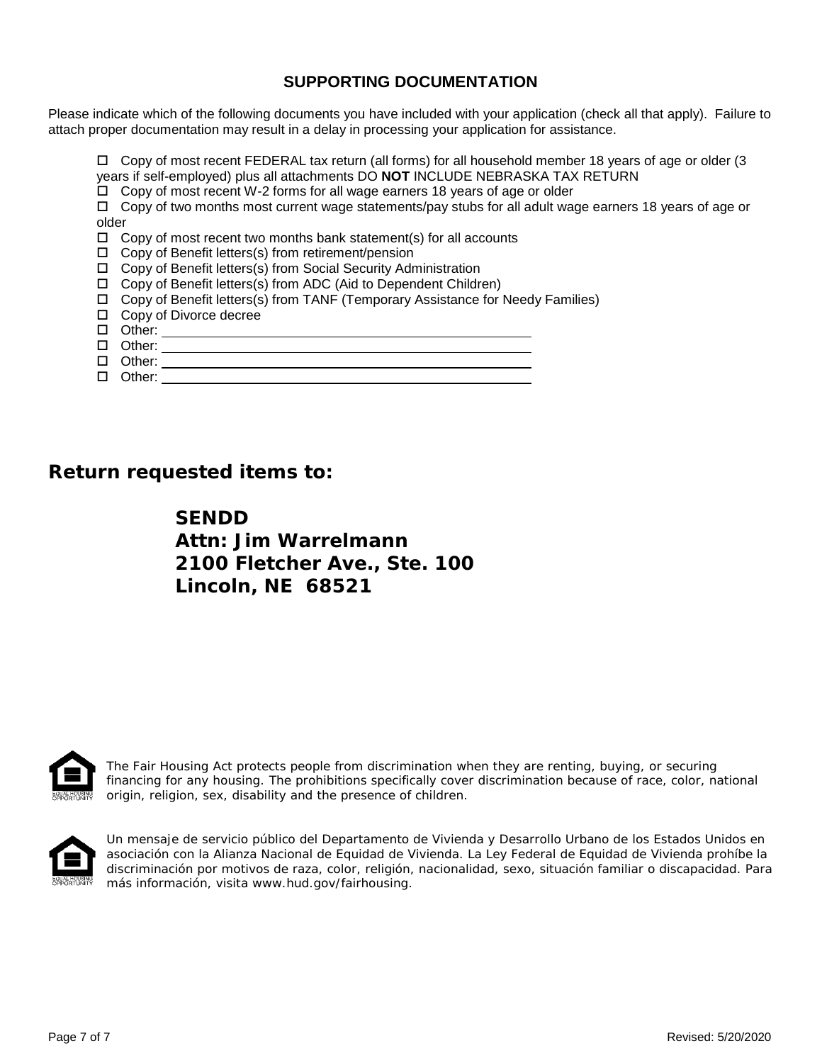## SUPPORTING DOCUMENTATION

Please indicate which of the following documents you have included with your application (check all that apply). Failure to attach proper documentation may result in a delay in processing your application for assistance.

- ☐ Copy of most recent FEDERAL tax return (all forms) for all household member 18 years of age or older (3 years if self-employed) plus all attachments DO **NOT** INCLUDE NEBRASKA TAX RETURN
- ☐ Copy of most recent W-2 forms for all wage earners 18 years of age or older
- ☐ Copy of two months most current wage statements/pay stubs for all adult wage earners 18 years of age or older
- ☐ Copy of most recent two months bank statement(s) for all accounts
- ☐ Copy of Benefit letters(s) from retirement/pension
- ☐ Copy of Benefit letters(s) from Social Security Administration
- ☐ Copy of Benefit letters(s) from ADC (Aid to Dependent Children)
- ☐ Copy of Benefit letters(s) from TANF (Temporary Assistance for Needy Families)
- ☐ Copy of Divorce decree
- ☐ Other: ______________________________
- ☐ Other: ______________________________
- ☐ Other: ______________________________
- ☐ Other: ______________________________

## Return requested items to:

**SENDD**
**Attn: Jim Warrelmann**
**2100 Fletcher Ave., Ste. 100**
**Lincoln, NE 68521**

EQUAL HOUSING OPPORTUNITY

*The Fair Housing Act protects people from discrimination when they are renting, buying, or securing financing for any housing. The prohibitions specifically cover discrimination because of race, color, national origin, religion, sex, disability and the presence of children.*

EQUAL HOUSING OPPORTUNITY

*Un mensaje de servicio público del Departamento de Vivienda y Desarrollo Urbano de los Estados Unidos en asociación con la Alianza Nacional de Equidad de Vivienda. La Ley Federal de Equidad de Vivienda prohíbe la discriminación por motivos de raza, color, religión, nacionalidad, sexo, situación familiar o discapacidad. Para más información, visita www.hud.gov/fairhousing.*

Revised: 5/20/2020